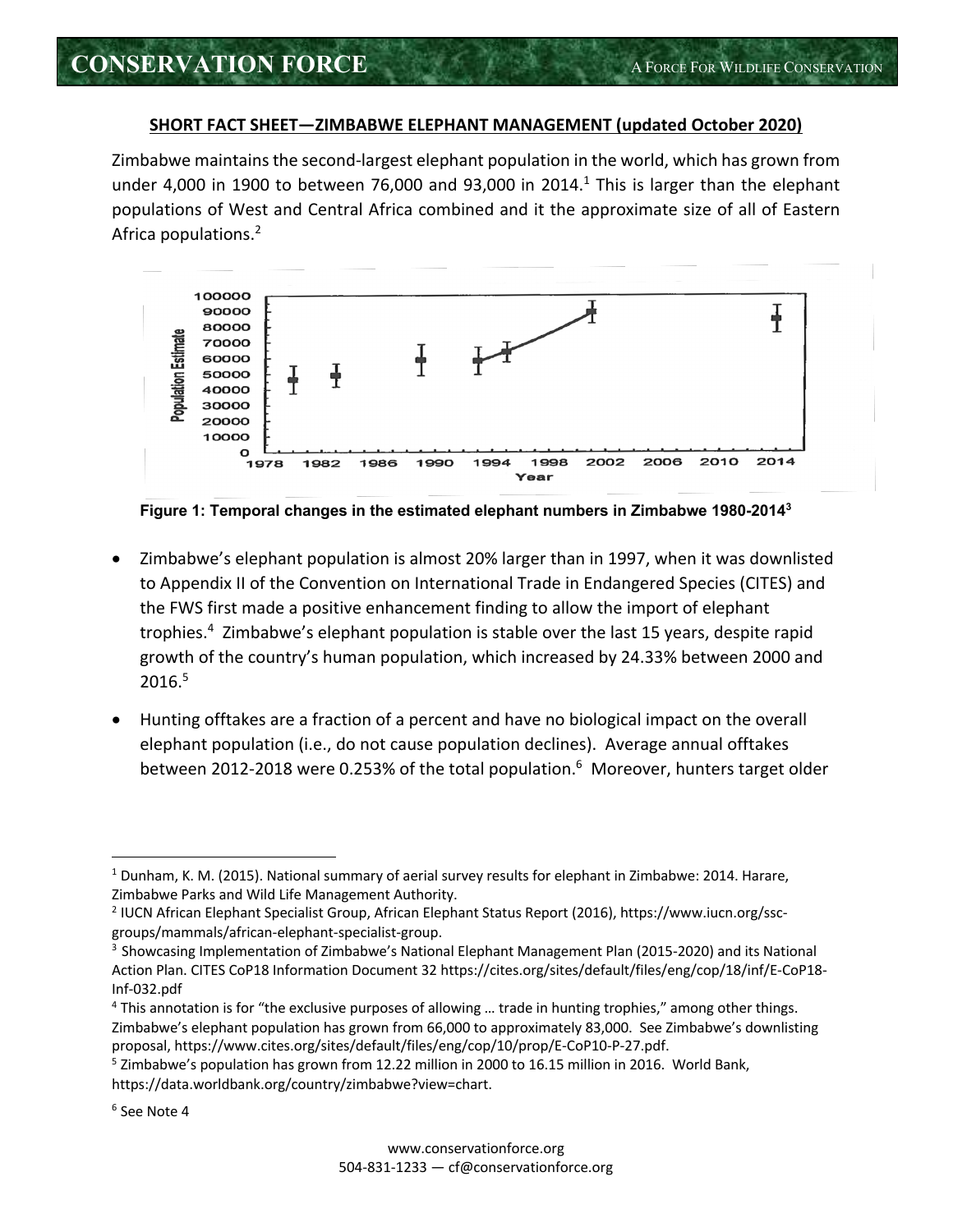**SHORT FACT SHEET—ZIMBABWE ELEPHANT MANAGEMENT (updated October 2020)**

Zimbabwe maintains the second-largest elephant population in the world, which has grown from under 4,000 in 1900 to between 76,000 and 93,000 in 2014.[1] This is larger than the elephant populations of West and Central Africa combined and it the approximate size of all of Eastern Africa populations.[2]

**Figure 1: Temporal changes in the estimated elephant numbers in Zimbabwe 1980-2014[3]**

- Zimbabwe's elephant population is almost 20% larger than in 1997, when it was downlisted to Appendix II of the Convention on International Trade in Endangered Species (CITES) and the FWS first made a positive enhancement finding to allow the import of elephant trophies.[4] Zimbabwe's elephant population is stable over the last 15 years, despite rapid growth of the country's human population, which increased by 24.33% between 2000 and 2016.[5]
- Hunting offtakes are a fraction of a percent and have no biological impact on the overall elephant population (i.e., do not cause population declines). Average annual offtakes between 2012-2018 were 0.253% of the total population.[6] Moreover, hunters target older

---

[1] Dunham, K. M. (2015). National summary of aerial survey results for elephant in Zimbabwe: 2014. Harare, Zimbabwe Parks and Wild Life Management Authority.

[2] IUCN African Elephant Specialist Group, African Elephant Status Report (2016), https://www.iucn.org/ssc-groups/mammals/african-elephant-specialist-group.

[3] Showcasing Implementation of Zimbabwe's National Elephant Management Plan (2015-2020) and its National Action Plan. CITES CoP18 Information Document 32 https://cites.org/sites/default/files/eng/cop/18/inf/E-CoP18-Inf-032.pdf

[4] This annotation is for "the exclusive purposes of allowing … trade in hunting trophies," among other things. Zimbabwe's elephant population has grown from 66,000 to approximately 83,000. See Zimbabwe's downlisting proposal, https://www.cites.org/sites/default/files/eng/cop/10/prop/E-CoP10-P-27.pdf.

[5] Zimbabwe's population has grown from 12.22 million in 2000 to 16.15 million in 2016. World Bank, https://data.worldbank.org/country/zimbabwe?view=chart.

[6] See Note 4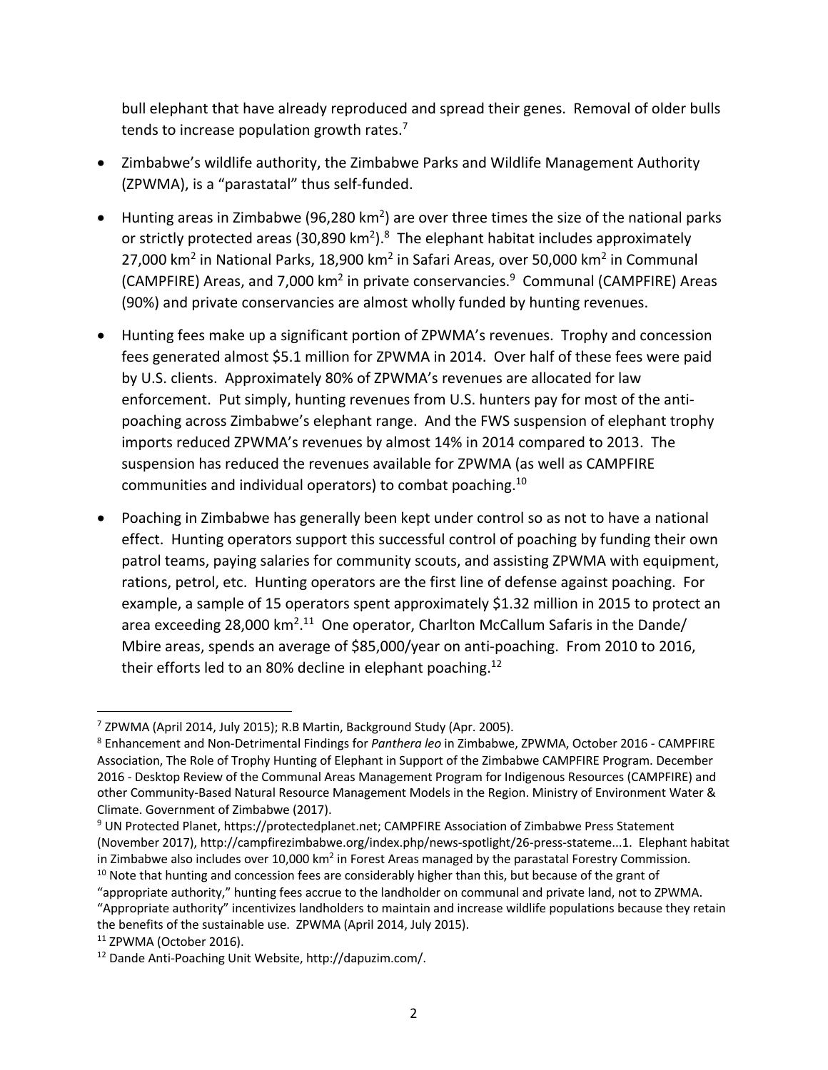bull elephant that have already reproduced and spread their genes. Removal of older bulls tends to increase population growth rates.[7]

- Zimbabwe's wildlife authority, the Zimbabwe Parks and Wildlife Management Authority (ZPWMA), is a "parastatal" thus self-funded.

- Hunting areas in Zimbabwe (96,280 km$^2$) are over three times the size of the national parks or strictly protected areas (30,890 km$^2$).[8] The elephant habitat includes approximately 27,000 km$^2$ in National Parks, 18,900 km$^2$ in Safari Areas, over 50,000 km$^2$ in Communal (CAMPFIRE) Areas, and 7,000 km$^2$ in private conservancies.[9] Communal (CAMPFIRE) Areas (90%) and private conservancies are almost wholly funded by hunting revenues.

- Hunting fees make up a significant portion of ZPWMA's revenues. Trophy and concession fees generated almost $5.1 million for ZPWMA in 2014. Over half of these fees were paid by U.S. clients. Approximately 80% of ZPWMA's revenues are allocated for law enforcement. Put simply, hunting revenues from U.S. hunters pay for most of the anti-poaching across Zimbabwe's elephant range. And the FWS suspension of elephant trophy imports reduced ZPWMA's revenues by almost 14% in 2014 compared to 2013. The suspension has reduced the revenues available for ZPWMA (as well as CAMPFIRE communities and individual operators) to combat poaching.[10]

- Poaching in Zimbabwe has generally been kept under control so as not to have a national effect. Hunting operators support this successful control of poaching by funding their own patrol teams, paying salaries for community scouts, and assisting ZPWMA with equipment, rations, petrol, etc. Hunting operators are the first line of defense against poaching. For example, a sample of 15 operators spent approximately $1.32 million in 2015 to protect an area exceeding 28,000 km$^2$.[11] One operator, Charlton McCallum Safaris in the Dande/ Mbire areas, spends an average of $85,000/year on anti-poaching. From 2010 to 2016, their efforts led to an 80% decline in elephant poaching.[12]

---

[7] ZPWMA (April 2014, July 2015); R.B Martin, Background Study (Apr. 2005).

[8] Enhancement and Non-Detrimental Findings for *Panthera leo* in Zimbabwe, ZPWMA, October 2016 - CAMPFIRE Association, The Role of Trophy Hunting of Elephant in Support of the Zimbabwe CAMPFIRE Program. December 2016 - Desktop Review of the Communal Areas Management Program for Indigenous Resources (CAMPFIRE) and other Community-Based Natural Resource Management Models in the Region. Ministry of Environment Water & Climate. Government of Zimbabwe (2017).

[9] UN Protected Planet, https://protectedplanet.net; CAMPFIRE Association of Zimbabwe Press Statement (November 2017), http://campfirezimbabwe.org/index.php/news-spotlight/26-press-stateme...1. Elephant habitat in Zimbabwe also includes over 10,000 km$^2$ in Forest Areas managed by the parastatal Forestry Commission.

[10] Note that hunting and concession fees are considerably higher than this, but because of the grant of "appropriate authority," hunting fees accrue to the landholder on communal and private land, not to ZPWMA. "Appropriate authority" incentivizes landholders to maintain and increase wildlife populations because they retain the benefits of the sustainable use. ZPWMA (April 2014, July 2015).

[11] ZPWMA (October 2016).

[12] Dande Anti-Poaching Unit Website, http://dapuzim.com/.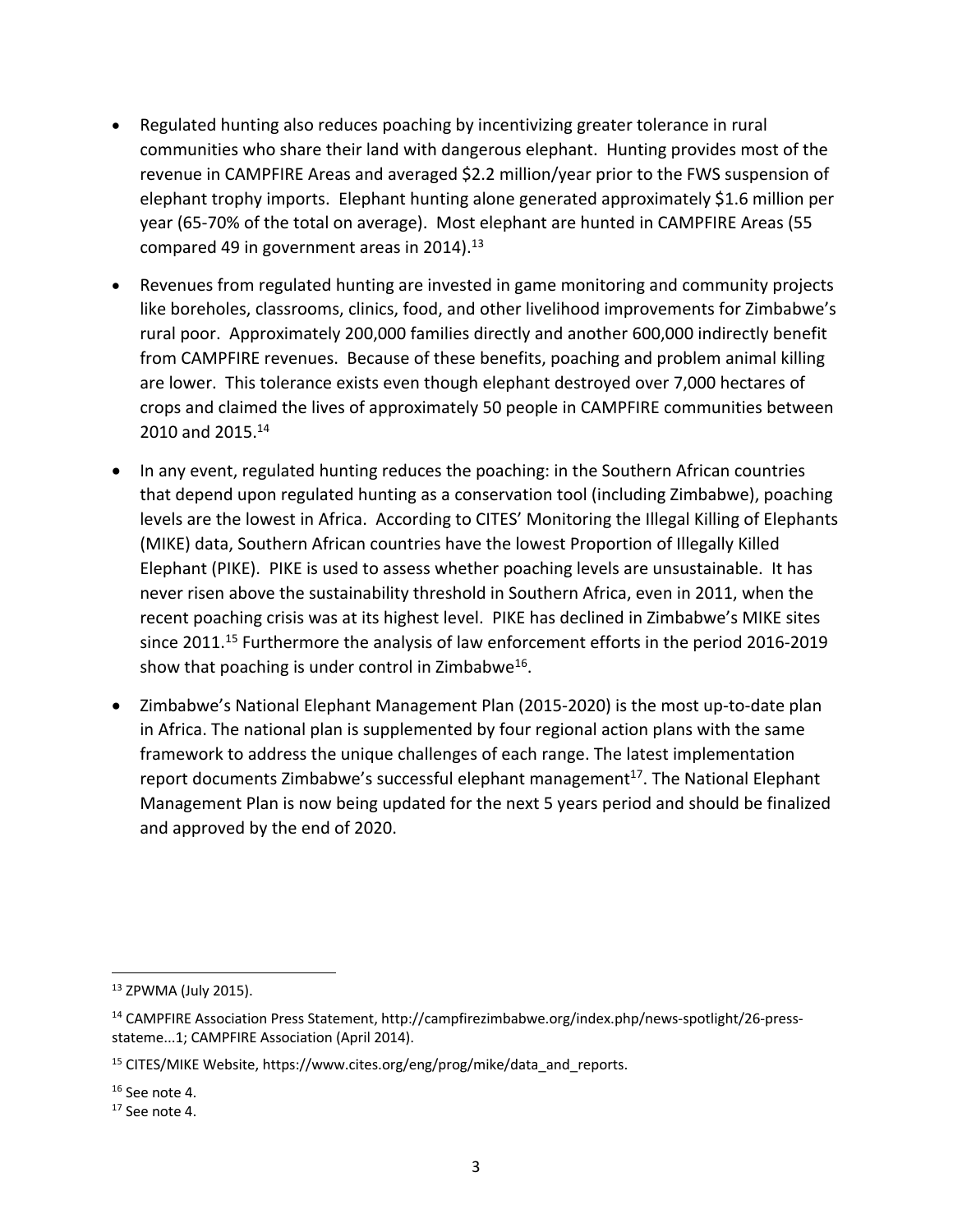- Regulated hunting also reduces poaching by incentivizing greater tolerance in rural communities who share their land with dangerous elephant. Hunting provides most of the revenue in CAMPFIRE Areas and averaged $2.2 million/year prior to the FWS suspension of elephant trophy imports. Elephant hunting alone generated approximately $1.6 million per year (65-70% of the total on average). Most elephant are hunted in CAMPFIRE Areas (55 compared 49 in government areas in 2014).[13]

- Revenues from regulated hunting are invested in game monitoring and community projects like boreholes, classrooms, clinics, food, and other livelihood improvements for Zimbabwe's rural poor. Approximately 200,000 families directly and another 600,000 indirectly benefit from CAMPFIRE revenues. Because of these benefits, poaching and problem animal killing are lower. This tolerance exists even though elephant destroyed over 7,000 hectares of crops and claimed the lives of approximately 50 people in CAMPFIRE communities between 2010 and 2015.[14]

- In any event, regulated hunting reduces the poaching: in the Southern African countries that depend upon regulated hunting as a conservation tool (including Zimbabwe), poaching levels are the lowest in Africa. According to CITES' Monitoring the Illegal Killing of Elephants (MIKE) data, Southern African countries have the lowest Proportion of Illegally Killed Elephant (PIKE). PIKE is used to assess whether poaching levels are unsustainable. It has never risen above the sustainability threshold in Southern Africa, even in 2011, when the recent poaching crisis was at its highest level. PIKE has declined in Zimbabwe's MIKE sites since 2011.[15] Furthermore the analysis of law enforcement efforts in the period 2016-2019 show that poaching is under control in Zimbabwe[16].

- Zimbabwe's National Elephant Management Plan (2015-2020) is the most up-to-date plan in Africa. The national plan is supplemented by four regional action plans with the same framework to address the unique challenges of each range. The latest implementation report documents Zimbabwe's successful elephant management[17]. The National Elephant Management Plan is now being updated for the next 5 years period and should be finalized and approved by the end of 2020.

---

[13] ZPWMA (July 2015).

[14] CAMPFIRE Association Press Statement, http://campfirezimbabwe.org/index.php/news-spotlight/26-press-stateme...1; CAMPFIRE Association (April 2014).

[15] CITES/MIKE Website, https://www.cites.org/eng/prog/mike/data_and_reports.

[16] See note 4.

[17] See note 4.